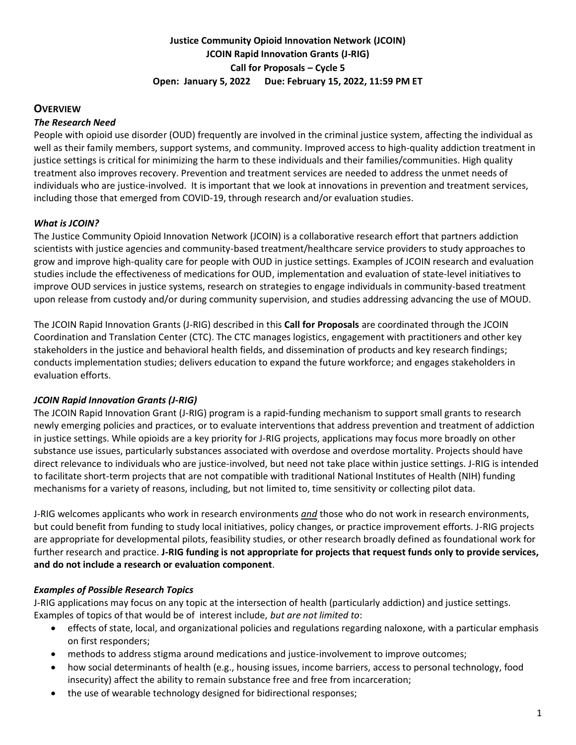**Justice Community Opioid Innovation Network (JCOIN)**
**JCOIN Rapid Innovation Grants (J-RIG)**
**Call for Proposals – Cycle 5**
**Open: January 5, 2022 Due: February 15, 2022, 11:59 PM ET**

## OVERVIEW

### *The Research Need*

People with opioid use disorder (OUD) frequently are involved in the criminal justice system, affecting the individual as well as their family members, support systems, and community. Improved access to high-quality addiction treatment in justice settings is critical for minimizing the harm to these individuals and their families/communities. High quality treatment also improves recovery. Prevention and treatment services are needed to address the unmet needs of individuals who are justice-involved. It is important that we look at innovations in prevention and treatment services, including those that emerged from COVID-19, through research and/or evaluation studies.

### *What is JCOIN?*

The Justice Community Opioid Innovation Network (JCOIN) is a collaborative research effort that partners addiction scientists with justice agencies and community-based treatment/healthcare service providers to study approaches to grow and improve high-quality care for people with OUD in justice settings. Examples of JCOIN research and evaluation studies include the effectiveness of medications for OUD, implementation and evaluation of state-level initiatives to improve OUD services in justice systems, research on strategies to engage individuals in community-based treatment upon release from custody and/or during community supervision, and studies addressing advancing the use of MOUD.

The JCOIN Rapid Innovation Grants (J-RIG) described in this **Call for Proposals** are coordinated through the JCOIN Coordination and Translation Center (CTC). The CTC manages logistics, engagement with practitioners and other key stakeholders in the justice and behavioral health fields, and dissemination of products and key research findings; conducts implementation studies; delivers education to expand the future workforce; and engages stakeholders in evaluation efforts.

### *JCOIN Rapid Innovation Grants (J-RIG)*

The JCOIN Rapid Innovation Grant (J-RIG) program is a rapid-funding mechanism to support small grants to research newly emerging policies and practices, or to evaluate interventions that address prevention and treatment of addiction in justice settings. While opioids are a key priority for J-RIG projects, applications may focus more broadly on other substance use issues, particularly substances associated with overdose and overdose mortality. Projects should have direct relevance to individuals who are justice-involved, but need not take place within justice settings. J-RIG is intended to facilitate short-term projects that are not compatible with traditional National Institutes of Health (NIH) funding mechanisms for a variety of reasons, including, but not limited to, time sensitivity or collecting pilot data.

J-RIG welcomes applicants who work in research environments ***and*** those who do not work in research environments, but could benefit from funding to study local initiatives, policy changes, or practice improvement efforts. J-RIG projects are appropriate for developmental pilots, feasibility studies, or other research broadly defined as foundational work for further research and practice. **J-RIG funding is not appropriate for projects that request funds only to provide services, and do not include a research or evaluation component**.

### *Examples of Possible Research Topics*

J-RIG applications may focus on any topic at the intersection of health (particularly addiction) and justice settings. Examples of topics of that would be of interest include, *but are not limited to*:

- effects of state, local, and organizational policies and regulations regarding naloxone, with a particular emphasis on first responders;
- methods to address stigma around medications and justice-involvement to improve outcomes;
- how social determinants of health (e.g., housing issues, income barriers, access to personal technology, food insecurity) affect the ability to remain substance free and free from incarceration;
- the use of wearable technology designed for bidirectional responses;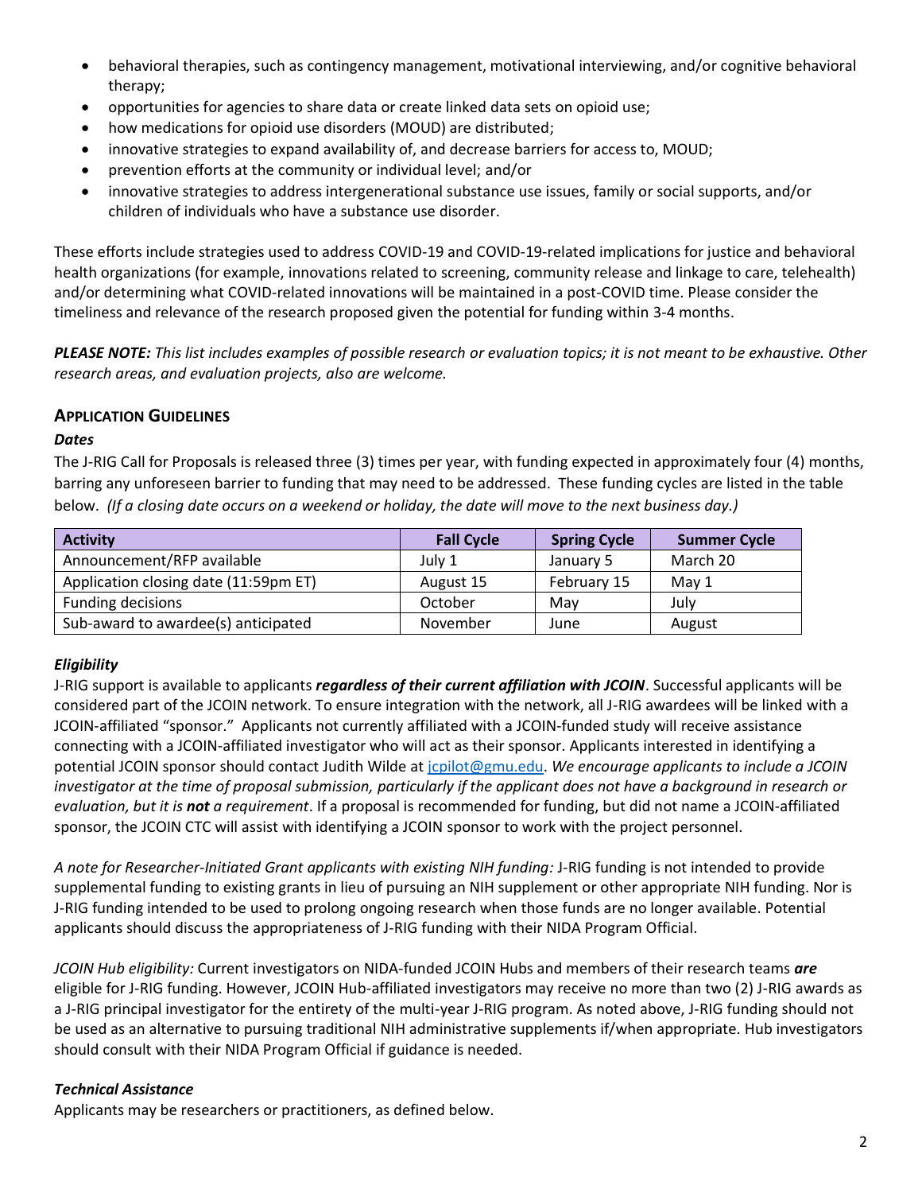- behavioral therapies, such as contingency management, motivational interviewing, and/or cognitive behavioral therapy;
- opportunities for agencies to share data or create linked data sets on opioid use;
- how medications for opioid use disorders (MOUD) are distributed;
- innovative strategies to expand availability of, and decrease barriers for access to, MOUD;
- prevention efforts at the community or individual level; and/or
- innovative strategies to address intergenerational substance use issues, family or social supports, and/or children of individuals who have a substance use disorder.

These efforts include strategies used to address COVID-19 and COVID-19-related implications for justice and behavioral health organizations (for example, innovations related to screening, community release and linkage to care, telehealth) and/or determining what COVID-related innovations will be maintained in a post-COVID time. Please consider the timeliness and relevance of the research proposed given the potential for funding within 3-4 months.

***PLEASE NOTE:*** *This list includes examples of possible research or evaluation topics; it is not meant to be exhaustive. Other research areas, and evaluation projects, also are welcome.*

## APPLICATION GUIDELINES

### *Dates*

The J-RIG Call for Proposals is released three (3) times per year, with funding expected in approximately four (4) months, barring any unforeseen barrier to funding that may need to be addressed. These funding cycles are listed in the table below. *(If a closing date occurs on a weekend or holiday, the date will move to the next business day.)*

| Activity | Fall Cycle | Spring Cycle | Summer Cycle |
|---|---|---|---|
| Announcement/RFP available | July 1 | January 5 | March 20 |
| Application closing date (11:59pm ET) | August 15 | February 15 | May 1 |
| Funding decisions | October | May | July |
| Sub-award to awardee(s) anticipated | November | June | August |

### *Eligibility*

J-RIG support is available to applicants ***regardless of their current affiliation with JCOIN***. Successful applicants will be considered part of the JCOIN network. To ensure integration with the network, all J-RIG awardees will be linked with a JCOIN-affiliated "sponsor." Applicants not currently affiliated with a JCOIN-funded study will receive assistance connecting with a JCOIN-affiliated investigator who will act as their sponsor. Applicants interested in identifying a potential JCOIN sponsor should contact Judith Wilde at jcpilot@gmu.edu. *We encourage applicants to include a JCOIN investigator at the time of proposal submission, particularly if the applicant does not have a background in research or evaluation, but it is **not** a requirement*. If a proposal is recommended for funding, but did not name a JCOIN-affiliated sponsor, the JCOIN CTC will assist with identifying a JCOIN sponsor to work with the project personnel.

*A note for Researcher-Initiated Grant applicants with existing NIH funding:* J-RIG funding is not intended to provide supplemental funding to existing grants in lieu of pursuing an NIH supplement or other appropriate NIH funding. Nor is J-RIG funding intended to be used to prolong ongoing research when those funds are no longer available. Potential applicants should discuss the appropriateness of J-RIG funding with their NIDA Program Official.

*JCOIN Hub eligibility:* Current investigators on NIDA-funded JCOIN Hubs and members of their research teams ***are*** eligible for J-RIG funding. However, JCOIN Hub-affiliated investigators may receive no more than two (2) J-RIG awards as a J-RIG principal investigator for the entirety of the multi-year J-RIG program. As noted above, J-RIG funding should not be used as an alternative to pursuing traditional NIH administrative supplements if/when appropriate. Hub investigators should consult with their NIDA Program Official if guidance is needed.

### *Technical Assistance*

Applicants may be researchers or practitioners, as defined below.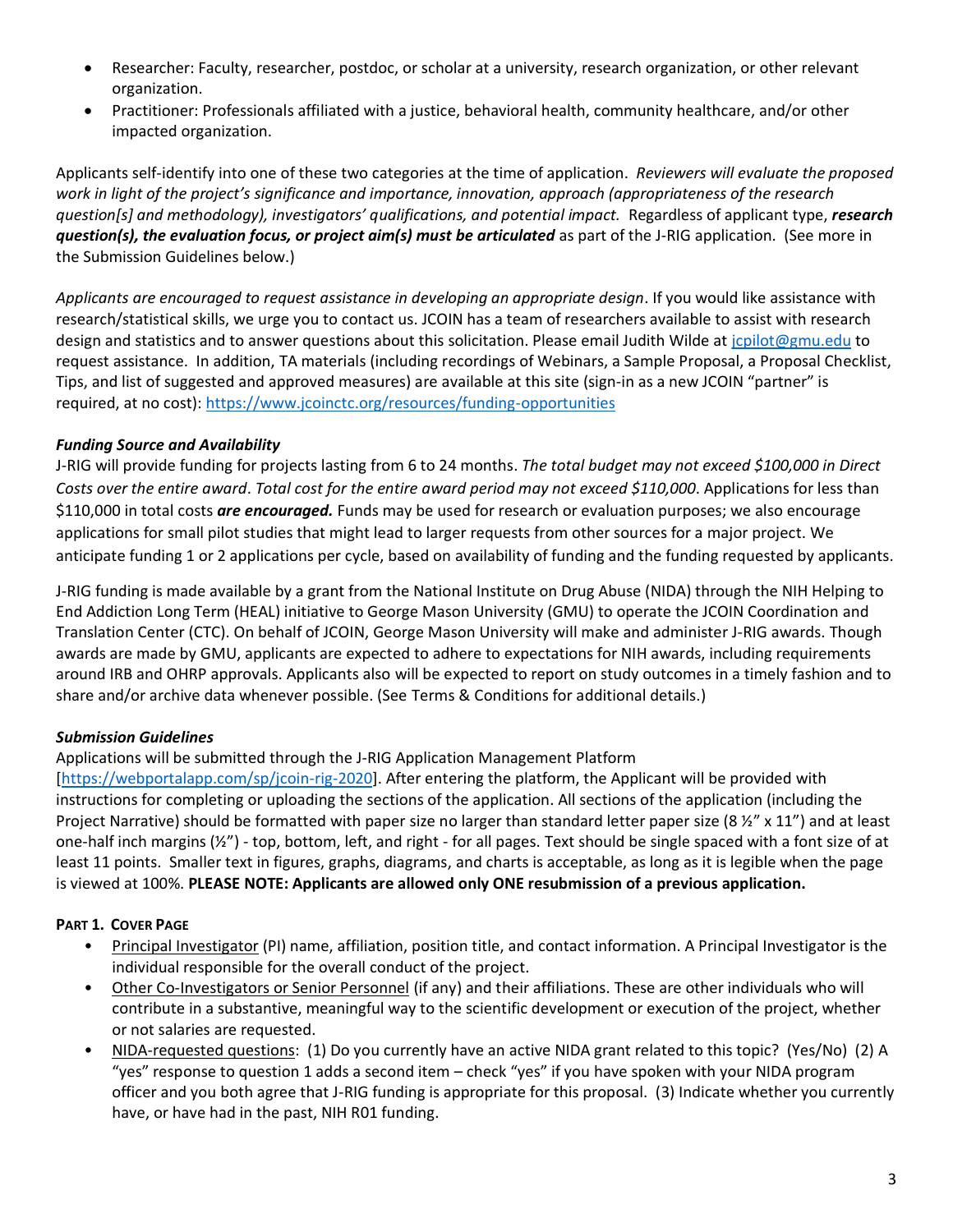- Researcher: Faculty, researcher, postdoc, or scholar at a university, research organization, or other relevant organization.
- Practitioner: Professionals affiliated with a justice, behavioral health, community healthcare, and/or other impacted organization.

Applicants self-identify into one of these two categories at the time of application. *Reviewers will evaluate the proposed work in light of the project's significance and importance, innovation, approach (appropriateness of the research question[s] and methodology), investigators' qualifications, and potential impact.* Regardless of applicant type, ***research question(s), the evaluation focus, or project aim(s) must be articulated*** as part of the J-RIG application. (See more in the Submission Guidelines below.)

*Applicants are encouraged to request assistance in developing an appropriate design*. If you would like assistance with research/statistical skills, we urge you to contact us. JCOIN has a team of researchers available to assist with research design and statistics and to answer questions about this solicitation. Please email Judith Wilde at jcpilot@gmu.edu to request assistance. In addition, TA materials (including recordings of Webinars, a Sample Proposal, a Proposal Checklist, Tips, and list of suggested and approved measures) are available at this site (sign-in as a new JCOIN "partner" is required, at no cost): https://www.jcoinctc.org/resources/funding-opportunities

***Funding Source and Availability***

J-RIG will provide funding for projects lasting from 6 to 24 months. *The total budget may not exceed $100,000 in Direct Costs over the entire award*. *Total cost for the entire award period may not exceed $110,000*. Applications for less than $110,000 in total costs ***are encouraged.*** Funds may be used for research or evaluation purposes; we also encourage applications for small pilot studies that might lead to larger requests from other sources for a major project. We anticipate funding 1 or 2 applications per cycle, based on availability of funding and the funding requested by applicants.

J-RIG funding is made available by a grant from the National Institute on Drug Abuse (NIDA) through the NIH Helping to End Addiction Long Term (HEAL) initiative to George Mason University (GMU) to operate the JCOIN Coordination and Translation Center (CTC). On behalf of JCOIN, George Mason University will make and administer J-RIG awards. Though awards are made by GMU, applicants are expected to adhere to expectations for NIH awards, including requirements around IRB and OHRP approvals. Applicants also will be expected to report on study outcomes in a timely fashion and to share and/or archive data whenever possible. (See Terms & Conditions for additional details.)

***Submission Guidelines***

Applications will be submitted through the J-RIG Application Management Platform [https://webportalapp.com/sp/jcoin-rig-2020]. After entering the platform, the Applicant will be provided with instructions for completing or uploading the sections of the application. All sections of the application (including the Project Narrative) should be formatted with paper size no larger than standard letter paper size (8 ½" x 11") and at least one-half inch margins (½") - top, bottom, left, and right - for all pages. Text should be single spaced with a font size of at least 11 points. Smaller text in figures, graphs, diagrams, and charts is acceptable, as long as it is legible when the page is viewed at 100%. **PLEASE NOTE: Applicants are allowed only ONE resubmission of a previous application.**

**PART 1. COVER PAGE**

- Principal Investigator (PI) name, affiliation, position title, and contact information. A Principal Investigator is the individual responsible for the overall conduct of the project.
- Other Co-Investigators or Senior Personnel (if any) and their affiliations. These are other individuals who will contribute in a substantive, meaningful way to the scientific development or execution of the project, whether or not salaries are requested.
- NIDA-requested questions: (1) Do you currently have an active NIDA grant related to this topic? (Yes/No) (2) A "yes" response to question 1 adds a second item – check "yes" if you have spoken with your NIDA program officer and you both agree that J-RIG funding is appropriate for this proposal. (3) Indicate whether you currently have, or have had in the past, NIH R01 funding.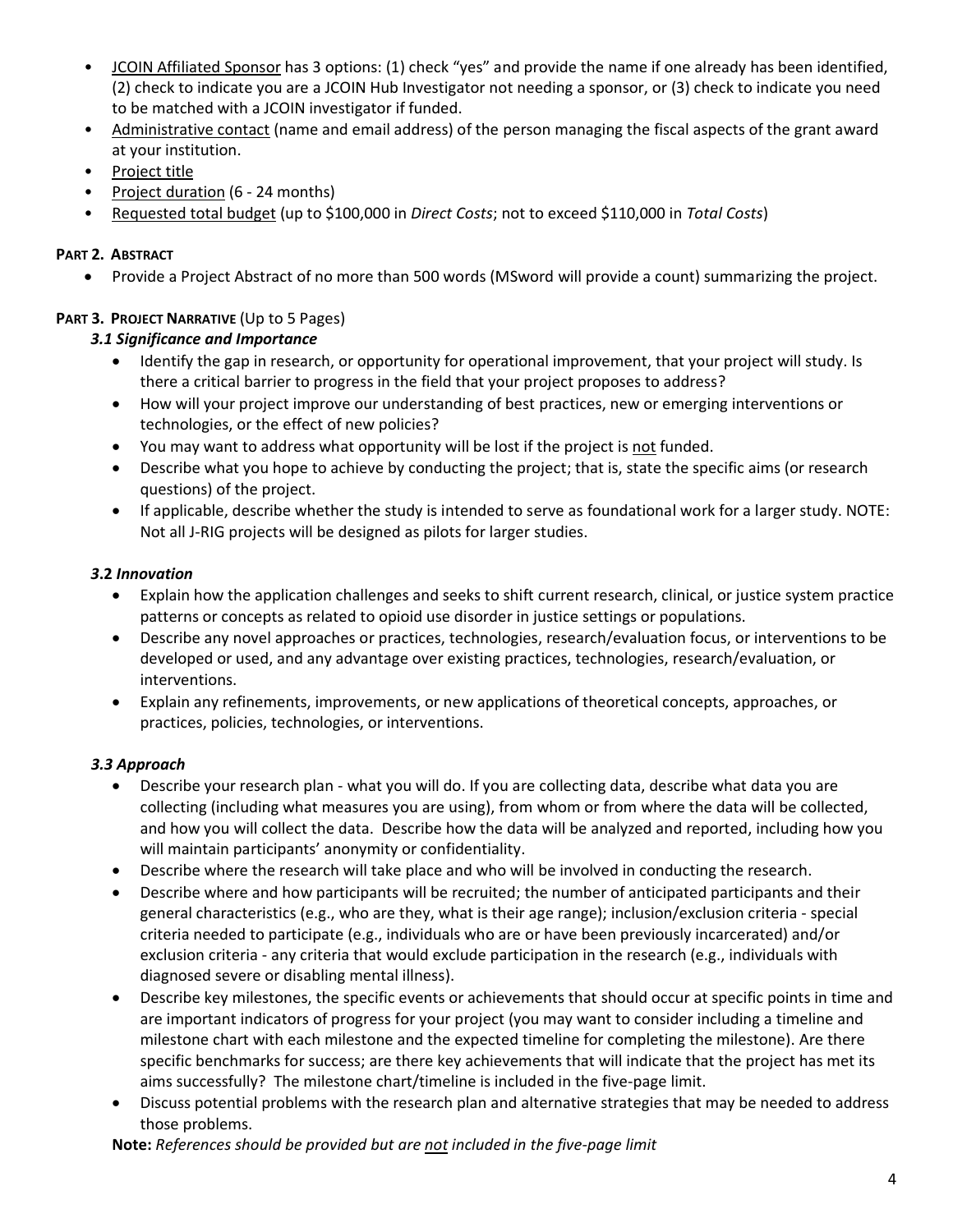- <u>JCOIN Affiliated Sponsor</u> has 3 options: (1) check "yes" and provide the name if one already has been identified, (2) check to indicate you are a JCOIN Hub Investigator not needing a sponsor, or (3) check to indicate you need to be matched with a JCOIN investigator if funded.
- <u>Administrative contact</u> (name and email address) of the person managing the fiscal aspects of the grant award at your institution.
- <u>Project title</u>
- <u>Project duration</u> (6 - 24 months)
- <u>Requested total budget</u> (up to $100,000 in *Direct Costs*; not to exceed $110,000 in *Total Costs*)

**PART 2. ABSTRACT**

- Provide a Project Abstract of no more than 500 words (MSword will provide a count) summarizing the project.

**PART 3. PROJECT NARRATIVE** (Up to 5 Pages)

***3.1 Significance and Importance***

- Identify the gap in research, or opportunity for operational improvement, that your project will study. Is there a critical barrier to progress in the field that your project proposes to address?
- How will your project improve our understanding of best practices, new or emerging interventions or technologies, or the effect of new policies?
- You may want to address what opportunity will be lost if the project is <u>not</u> funded.
- Describe what you hope to achieve by conducting the project; that is, state the specific aims (or research questions) of the project.
- If applicable, describe whether the study is intended to serve as foundational work for a larger study. NOTE: Not all J-RIG projects will be designed as pilots for larger studies.

***3.2 Innovation***

- Explain how the application challenges and seeks to shift current research, clinical, or justice system practice patterns or concepts as related to opioid use disorder in justice settings or populations.
- Describe any novel approaches or practices, technologies, research/evaluation focus, or interventions to be developed or used, and any advantage over existing practices, technologies, research/evaluation, or interventions.
- Explain any refinements, improvements, or new applications of theoretical concepts, approaches, or practices, policies, technologies, or interventions.

***3.3 Approach***

- Describe your research plan - what you will do. If you are collecting data, describe what data you are collecting (including what measures you are using), from whom or from where the data will be collected, and how you will collect the data. Describe how the data will be analyzed and reported, including how you will maintain participants' anonymity or confidentiality.
- Describe where the research will take place and who will be involved in conducting the research.
- Describe where and how participants will be recruited; the number of anticipated participants and their general characteristics (e.g., who are they, what is their age range); inclusion/exclusion criteria - special criteria needed to participate (e.g., individuals who are or have been previously incarcerated) and/or exclusion criteria - any criteria that would exclude participation in the research (e.g., individuals with diagnosed severe or disabling mental illness).
- Describe key milestones, the specific events or achievements that should occur at specific points in time and are important indicators of progress for your project (you may want to consider including a timeline and milestone chart with each milestone and the expected timeline for completing the milestone). Are there specific benchmarks for success; are there key achievements that will indicate that the project has met its aims successfully? The milestone chart/timeline is included in the five-page limit.
- Discuss potential problems with the research plan and alternative strategies that may be needed to address those problems.

**Note:** *References should be provided but are <u>not</u> included in the five-page limit*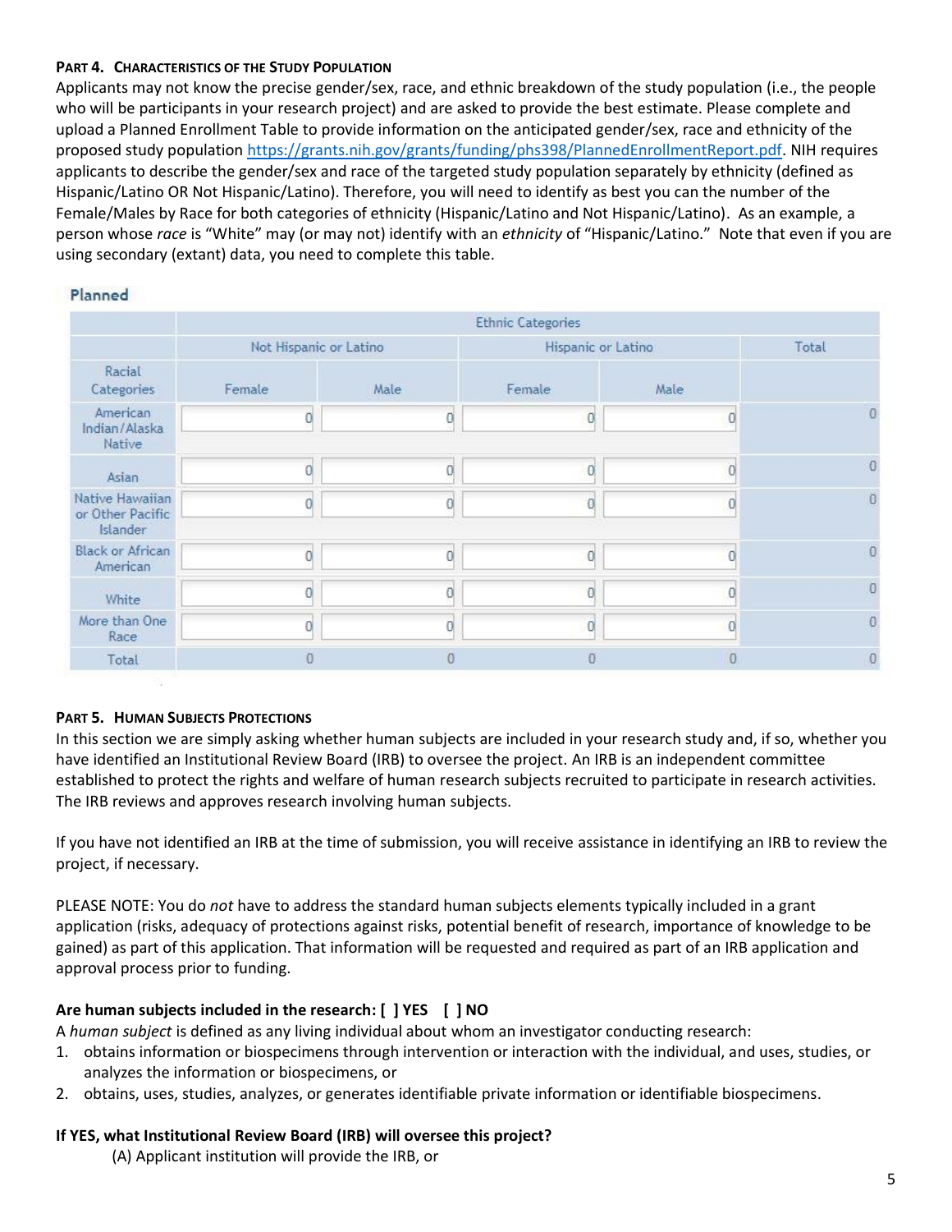**PART 4. CHARACTERISTICS OF THE STUDY POPULATION**

Applicants may not know the precise gender/sex, race, and ethnic breakdown of the study population (i.e., the people who will be participants in your research project) and are asked to provide the best estimate. Please complete and upload a Planned Enrollment Table to provide information on the anticipated gender/sex, race and ethnicity of the proposed study population https://grants.nih.gov/grants/funding/phs398/PlannedEnrollmentReport.pdf. NIH requires applicants to describe the gender/sex and race of the targeted study population separately by ethnicity (defined as Hispanic/Latino OR Not Hispanic/Latino). Therefore, you will need to identify as best you can the number of the Female/Males by Race for both categories of ethnicity (Hispanic/Latino and Not Hispanic/Latino). As an example, a person whose *race* is "White" may (or may not) identify with an *ethnicity* of "Hispanic/Latino." Note that even if you are using secondary (extant) data, you need to complete this table.

Planned

| | Ethnic Categories | | | | |
|---|---|---|---|---|---|
| | Not Hispanic or Latino | | Hispanic or Latino | | Total |
| Racial Categories | Female | Male | Female | Male | |
| American Indian/Alaska Native | 0 | 0 | 0 | 0 | 0 |
| Asian | 0 | 0 | 0 | 0 | 0 |
| Native Hawaiian or Other Pacific Islander | 0 | 0 | 0 | 0 | 0 |
| Black or African American | 0 | 0 | 0 | 0 | 0 |
| White | 0 | 0 | 0 | 0 | 0 |
| More than One Race | 0 | 0 | 0 | 0 | 0 |
| Total | 0 | 0 | 0 | 0 | 0 |

**PART 5. HUMAN SUBJECTS PROTECTIONS**

In this section we are simply asking whether human subjects are included in your research study and, if so, whether you have identified an Institutional Review Board (IRB) to oversee the project. An IRB is an independent committee established to protect the rights and welfare of human research subjects recruited to participate in research activities. The IRB reviews and approves research involving human subjects.

If you have not identified an IRB at the time of submission, you will receive assistance in identifying an IRB to review the project, if necessary.

PLEASE NOTE: You do *not* have to address the standard human subjects elements typically included in a grant application (risks, adequacy of protections against risks, potential benefit of research, importance of knowledge to be gained) as part of this application. That information will be requested and required as part of an IRB application and approval process prior to funding.

**Are human subjects included in the research: [ ] YES [ ] NO**

A *human subject* is defined as any living individual about whom an investigator conducting research:

1. obtains information or biospecimens through intervention or interaction with the individual, and uses, studies, or analyzes the information or biospecimens, or
2. obtains, uses, studies, analyzes, or generates identifiable private information or identifiable biospecimens.

**If YES, what Institutional Review Board (IRB) will oversee this project?**

(A) Applicant institution will provide the IRB, or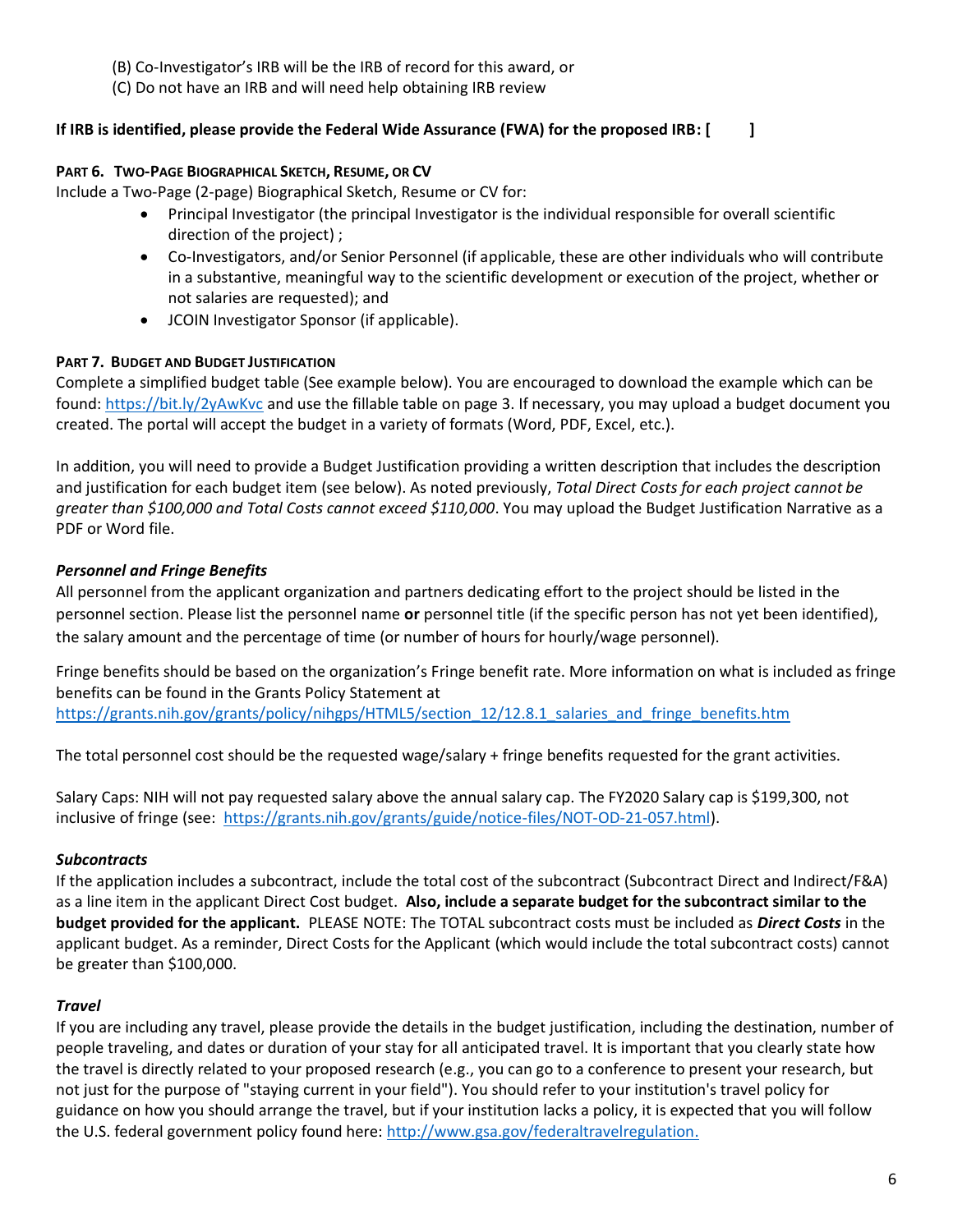(B) Co-Investigator's IRB will be the IRB of record for this award, or
(C) Do not have an IRB and will need help obtaining IRB review

**If IRB is identified, please provide the Federal Wide Assurance (FWA) for the proposed IRB: [ ]**

#### PART 6. TWO-PAGE BIOGRAPHICAL SKETCH, RESUME, OR CV

Include a Two-Page (2-page) Biographical Sketch, Resume or CV for:

- Principal Investigator (the principal Investigator is the individual responsible for overall scientific direction of the project) ;
- Co-Investigators, and/or Senior Personnel (if applicable, these are other individuals who will contribute in a substantive, meaningful way to the scientific development or execution of the project, whether or not salaries are requested); and
- JCOIN Investigator Sponsor (if applicable).

#### PART 7. BUDGET AND BUDGET JUSTIFICATION

Complete a simplified budget table (See example below). You are encouraged to download the example which can be found: https://bit.ly/2yAwKvc and use the fillable table on page 3. If necessary, you may upload a budget document you created. The portal will accept the budget in a variety of formats (Word, PDF, Excel, etc.).

In addition, you will need to provide a Budget Justification providing a written description that includes the description and justification for each budget item (see below). As noted previously, *Total Direct Costs for each project cannot be greater than $100,000 and Total Costs cannot exceed $110,000*. You may upload the Budget Justification Narrative as a PDF or Word file.

***Personnel and Fringe Benefits***

All personnel from the applicant organization and partners dedicating effort to the project should be listed in the personnel section. Please list the personnel name **or** personnel title (if the specific person has not yet been identified), the salary amount and the percentage of time (or number of hours for hourly/wage personnel).

Fringe benefits should be based on the organization's Fringe benefit rate. More information on what is included as fringe benefits can be found in the Grants Policy Statement at https://grants.nih.gov/grants/policy/nihgps/HTML5/section_12/12.8.1_salaries_and_fringe_benefits.htm

The total personnel cost should be the requested wage/salary + fringe benefits requested for the grant activities.

Salary Caps: NIH will not pay requested salary above the annual salary cap. The FY2020 Salary cap is $199,300, not inclusive of fringe (see: https://grants.nih.gov/grants/guide/notice-files/NOT-OD-21-057.html).

***Subcontracts***

If the application includes a subcontract, include the total cost of the subcontract (Subcontract Direct and Indirect/F&A) as a line item in the applicant Direct Cost budget. **Also, include a separate budget for the subcontract similar to the budget provided for the applicant.** PLEASE NOTE: The TOTAL subcontract costs must be included as ***Direct Costs*** in the applicant budget. As a reminder, Direct Costs for the Applicant (which would include the total subcontract costs) cannot be greater than $100,000.

***Travel***

If you are including any travel, please provide the details in the budget justification, including the destination, number of people traveling, and dates or duration of your stay for all anticipated travel. It is important that you clearly state how the travel is directly related to your proposed research (e.g., you can go to a conference to present your research, but not just for the purpose of "staying current in your field"). You should refer to your institution's travel policy for guidance on how you should arrange the travel, but if your institution lacks a policy, it is expected that you will follow the U.S. federal government policy found here: http://www.gsa.gov/federaltravelregulation.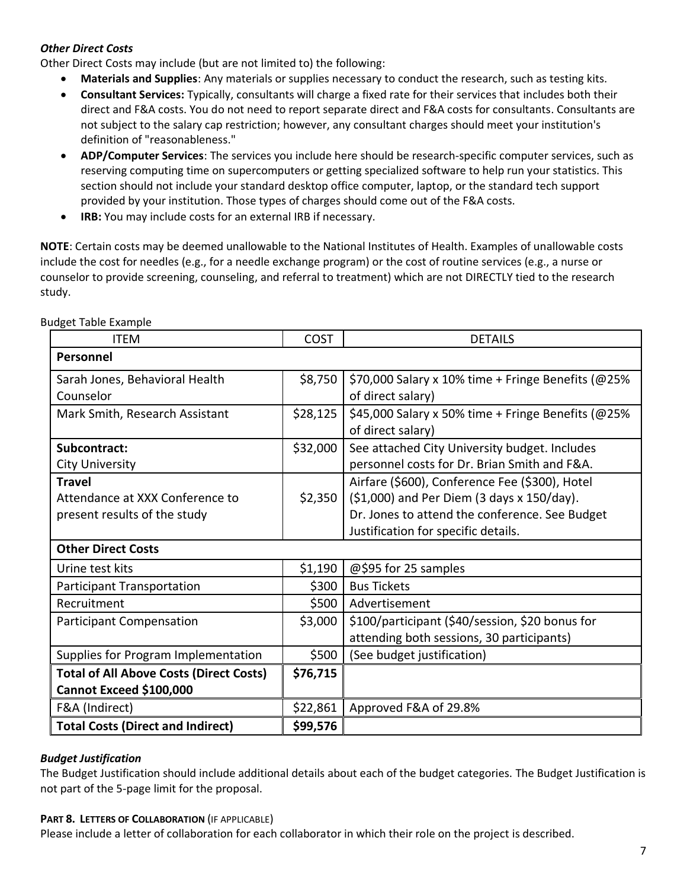***Other Direct Costs***

Other Direct Costs may include (but are not limited to) the following:

- **Materials and Supplies**: Any materials or supplies necessary to conduct the research, such as testing kits.
- **Consultant Services:** Typically, consultants will charge a fixed rate for their services that includes both their direct and F&A costs. You do not need to report separate direct and F&A costs for consultants. Consultants are not subject to the salary cap restriction; however, any consultant charges should meet your institution's definition of "reasonableness."
- **ADP/Computer Services**: The services you include here should be research-specific computer services, such as reserving computing time on supercomputers or getting specialized software to help run your statistics. This section should not include your standard desktop office computer, laptop, or the standard tech support provided by your institution. Those types of charges should come out of the F&A costs.
- **IRB:** You may include costs for an external IRB if necessary.

**NOTE**: Certain costs may be deemed unallowable to the National Institutes of Health. Examples of unallowable costs include the cost for needles (e.g., for a needle exchange program) or the cost of routine services (e.g., a nurse or counselor to provide screening, counseling, and referral to treatment) which are not DIRECTLY tied to the research study.

Budget Table Example

| ITEM | COST | DETAILS |
|---|---|---|
| **Personnel** | | |
| Sarah Jones, Behavioral Health Counselor | $8,750 | $70,000 Salary x 10% time + Fringe Benefits (@25% of direct salary) |
| Mark Smith, Research Assistant | $28,125 | $45,000 Salary x 50% time + Fringe Benefits (@25% of direct salary) |
| **Subcontract:** City University | $32,000 | See attached City University budget. Includes personnel costs for Dr. Brian Smith and F&A. |
| **Travel** Attendance at XXX Conference to present results of the study | $2,350 | Airfare ($600), Conference Fee ($300), Hotel ($1,000) and Per Diem (3 days x 150/day). Dr. Jones to attend the conference. See Budget Justification for specific details. |
| **Other Direct Costs** | | |
| Urine test kits | $1,190 | @$95 for 25 samples |
| Participant Transportation | $300 | Bus Tickets |
| Recruitment | $500 | Advertisement |
| Participant Compensation | $3,000 | $100/participant ($40/session, $20 bonus for attending both sessions, 30 participants) |
| Supplies for Program Implementation | $500 | (See budget justification) |
| **Total of All Above Costs (Direct Costs) Cannot Exceed $100,000** | **$76,715** | |
| F&A (Indirect) | $22,861 | Approved F&A of 29.8% |
| **Total Costs (Direct and Indirect)** | **$99,576** | |

***Budget Justification***

The Budget Justification should include additional details about each of the budget categories. The Budget Justification is not part of the 5-page limit for the proposal.

**PART 8. LETTERS OF COLLABORATION** (IF APPLICABLE)

Please include a letter of collaboration for each collaborator in which their role on the project is described.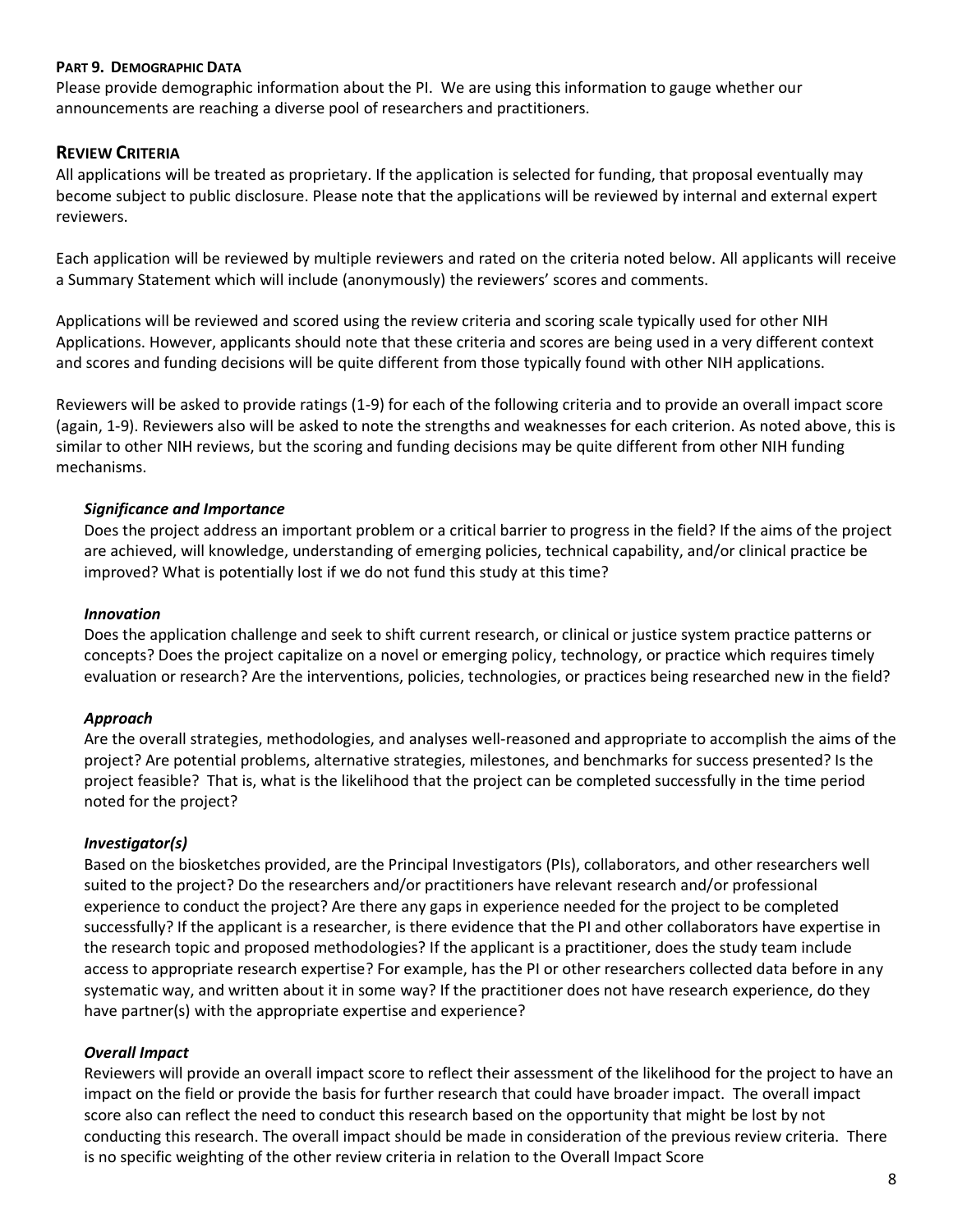#### PART 9. DEMOGRAPHIC DATA

Please provide demographic information about the PI. We are using this information to gauge whether our announcements are reaching a diverse pool of researchers and practitioners.

## REVIEW CRITERIA

All applications will be treated as proprietary. If the application is selected for funding, that proposal eventually may become subject to public disclosure. Please note that the applications will be reviewed by internal and external expert reviewers.

Each application will be reviewed by multiple reviewers and rated on the criteria noted below. All applicants will receive a Summary Statement which will include (anonymously) the reviewers' scores and comments.

Applications will be reviewed and scored using the review criteria and scoring scale typically used for other NIH Applications. However, applicants should note that these criteria and scores are being used in a very different context and scores and funding decisions will be quite different from those typically found with other NIH applications.

Reviewers will be asked to provide ratings (1-9) for each of the following criteria and to provide an overall impact score (again, 1-9). Reviewers also will be asked to note the strengths and weaknesses for each criterion. As noted above, this is similar to other NIH reviews, but the scoring and funding decisions may be quite different from other NIH funding mechanisms.

***Significance and Importance***

Does the project address an important problem or a critical barrier to progress in the field? If the aims of the project are achieved, will knowledge, understanding of emerging policies, technical capability, and/or clinical practice be improved? What is potentially lost if we do not fund this study at this time?

***Innovation***

Does the application challenge and seek to shift current research, or clinical or justice system practice patterns or concepts? Does the project capitalize on a novel or emerging policy, technology, or practice which requires timely evaluation or research? Are the interventions, policies, technologies, or practices being researched new in the field?

***Approach***

Are the overall strategies, methodologies, and analyses well-reasoned and appropriate to accomplish the aims of the project? Are potential problems, alternative strategies, milestones, and benchmarks for success presented? Is the project feasible? That is, what is the likelihood that the project can be completed successfully in the time period noted for the project?

***Investigator(s)***

Based on the biosketches provided, are the Principal Investigators (PIs), collaborators, and other researchers well suited to the project? Do the researchers and/or practitioners have relevant research and/or professional experience to conduct the project? Are there any gaps in experience needed for the project to be completed successfully? If the applicant is a researcher, is there evidence that the PI and other collaborators have expertise in the research topic and proposed methodologies? If the applicant is a practitioner, does the study team include access to appropriate research expertise? For example, has the PI or other researchers collected data before in any systematic way, and written about it in some way? If the practitioner does not have research experience, do they have partner(s) with the appropriate expertise and experience?

***Overall Impact***

Reviewers will provide an overall impact score to reflect their assessment of the likelihood for the project to have an impact on the field or provide the basis for further research that could have broader impact. The overall impact score also can reflect the need to conduct this research based on the opportunity that might be lost by not conducting this research. The overall impact should be made in consideration of the previous review criteria. There is no specific weighting of the other review criteria in relation to the Overall Impact Score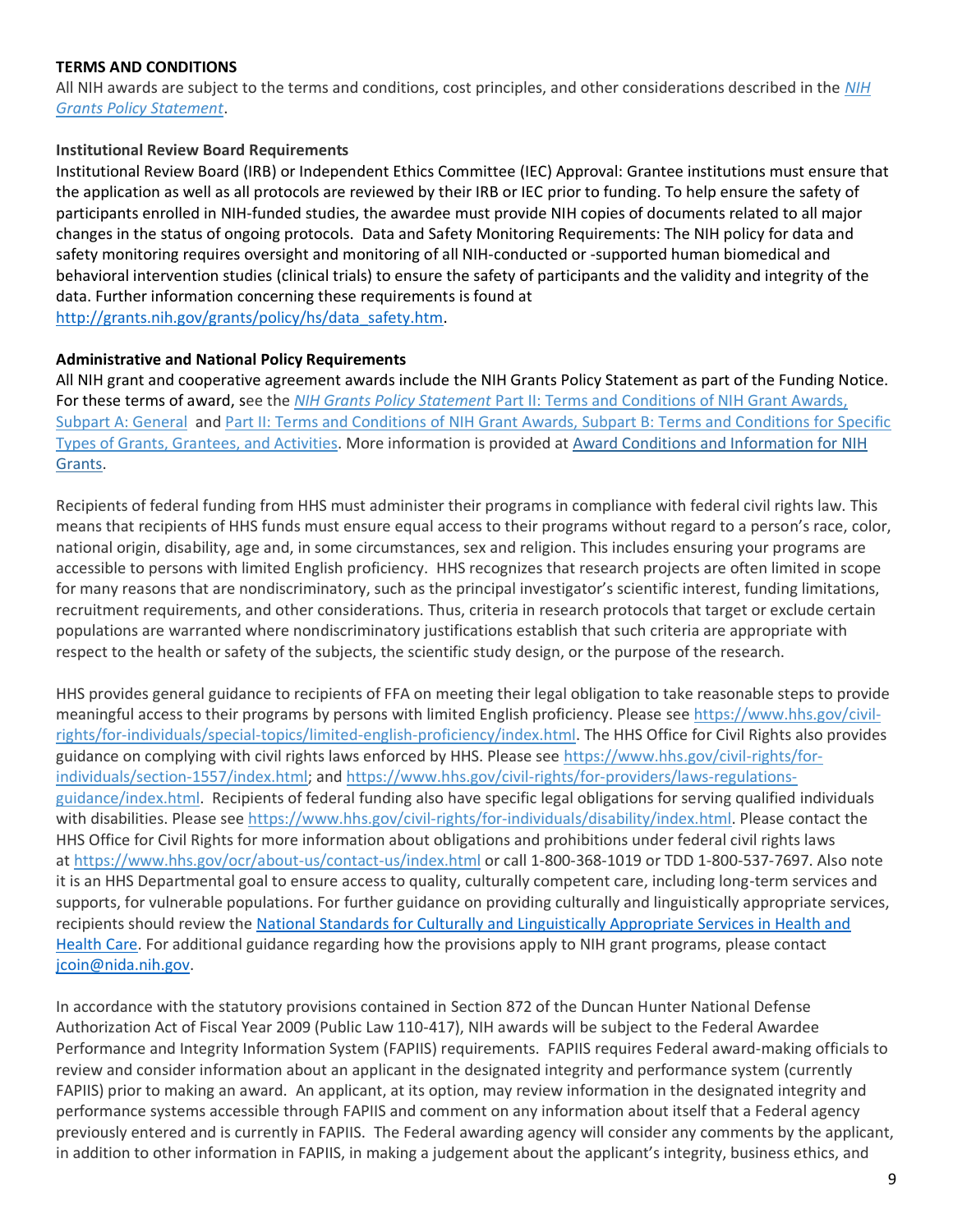### TERMS AND CONDITIONS

All NIH awards are subject to the terms and conditions, cost principles, and other considerations described in the *NIH Grants Policy Statement*.

#### Institutional Review Board Requirements

Institutional Review Board (IRB) or Independent Ethics Committee (IEC) Approval: Grantee institutions must ensure that the application as well as all protocols are reviewed by their IRB or IEC prior to funding. To help ensure the safety of participants enrolled in NIH-funded studies, the awardee must provide NIH copies of documents related to all major changes in the status of ongoing protocols. Data and Safety Monitoring Requirements: The NIH policy for data and safety monitoring requires oversight and monitoring of all NIH-conducted or -supported human biomedical and behavioral intervention studies (clinical trials) to ensure the safety of participants and the validity and integrity of the data. Further information concerning these requirements is found at http://grants.nih.gov/grants/policy/hs/data_safety.htm.

#### Administrative and National Policy Requirements

All NIH grant and cooperative agreement awards include the NIH Grants Policy Statement as part of the Funding Notice. For these terms of award, see the *NIH Grants Policy Statement* Part II: Terms and Conditions of NIH Grant Awards, Subpart A: General and Part II: Terms and Conditions of NIH Grant Awards, Subpart B: Terms and Conditions for Specific Types of Grants, Grantees, and Activities. More information is provided at Award Conditions and Information for NIH Grants.

Recipients of federal funding from HHS must administer their programs in compliance with federal civil rights law. This means that recipients of HHS funds must ensure equal access to their programs without regard to a person's race, color, national origin, disability, age and, in some circumstances, sex and religion. This includes ensuring your programs are accessible to persons with limited English proficiency. HHS recognizes that research projects are often limited in scope for many reasons that are nondiscriminatory, such as the principal investigator's scientific interest, funding limitations, recruitment requirements, and other considerations. Thus, criteria in research protocols that target or exclude certain populations are warranted where nondiscriminatory justifications establish that such criteria are appropriate with respect to the health or safety of the subjects, the scientific study design, or the purpose of the research.

HHS provides general guidance to recipients of FFA on meeting their legal obligation to take reasonable steps to provide meaningful access to their programs by persons with limited English proficiency. Please see https://www.hhs.gov/civil-rights/for-individuals/special-topics/limited-english-proficiency/index.html. The HHS Office for Civil Rights also provides guidance on complying with civil rights laws enforced by HHS. Please see https://www.hhs.gov/civil-rights/for-individuals/section-1557/index.html; and https://www.hhs.gov/civil-rights/for-providers/laws-regulations-guidance/index.html. Recipients of federal funding also have specific legal obligations for serving qualified individuals with disabilities. Please see https://www.hhs.gov/civil-rights/for-individuals/disability/index.html. Please contact the HHS Office for Civil Rights for more information about obligations and prohibitions under federal civil rights laws at https://www.hhs.gov/ocr/about-us/contact-us/index.html or call 1-800-368-1019 or TDD 1-800-537-7697. Also note it is an HHS Departmental goal to ensure access to quality, culturally competent care, including long-term services and supports, for vulnerable populations. For further guidance on providing culturally and linguistically appropriate services, recipients should review the National Standards for Culturally and Linguistically Appropriate Services in Health and Health Care. For additional guidance regarding how the provisions apply to NIH grant programs, please contact jcoin@nida.nih.gov.

In accordance with the statutory provisions contained in Section 872 of the Duncan Hunter National Defense Authorization Act of Fiscal Year 2009 (Public Law 110-417), NIH awards will be subject to the Federal Awardee Performance and Integrity Information System (FAPIIS) requirements. FAPIIS requires Federal award-making officials to review and consider information about an applicant in the designated integrity and performance system (currently FAPIIS) prior to making an award. An applicant, at its option, may review information in the designated integrity and performance systems accessible through FAPIIS and comment on any information about itself that a Federal agency previously entered and is currently in FAPIIS. The Federal awarding agency will consider any comments by the applicant, in addition to other information in FAPIIS, in making a judgement about the applicant's integrity, business ethics, and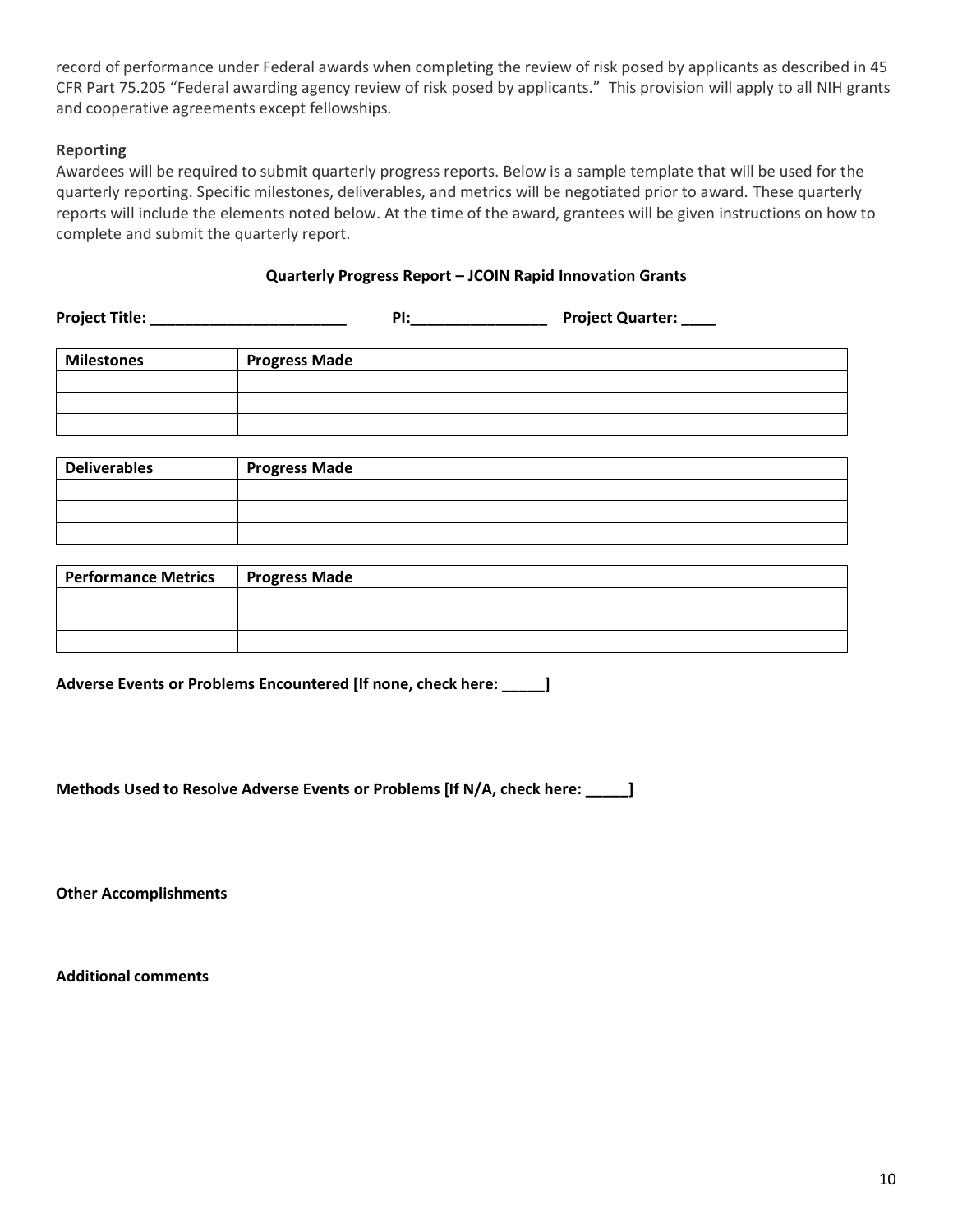record of performance under Federal awards when completing the review of risk posed by applicants as described in 45 CFR Part 75.205 “Federal awarding agency review of risk posed by applicants.” This provision will apply to all NIH grants and cooperative agreements except fellowships.

**Reporting**

Awardees will be required to submit quarterly progress reports. Below is a sample template that will be used for the quarterly reporting. Specific milestones, deliverables, and metrics will be negotiated prior to award. These quarterly reports will include the elements noted below. At the time of the award, grantees will be given instructions on how to complete and submit the quarterly report.

**Quarterly Progress Report – JCOIN Rapid Innovation Grants**

**Project Title: ________________________ PI:________________ Project Quarter: ____**

| Milestones | Progress Made |
|---|---|
| | |
| | |
| | |

| Deliverables | Progress Made |
|---|---|
| | |
| | |
| | |

| Performance Metrics | Progress Made |
|---|---|
| | |
| | |
| | |

**Adverse Events or Problems Encountered [If none, check here: _____]**

**Methods Used to Resolve Adverse Events or Problems [If N/A, check here: _____]**

**Other Accomplishments**

**Additional comments**